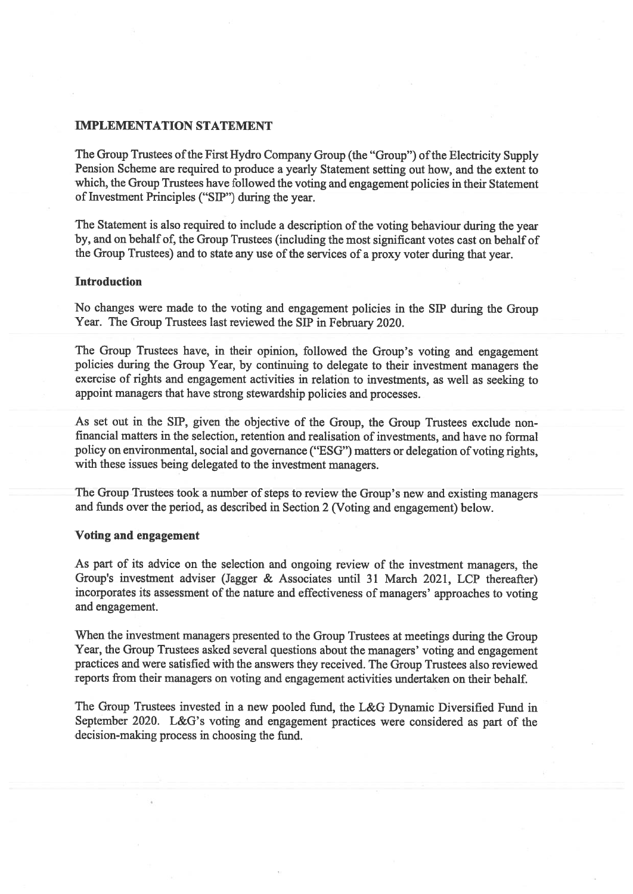# IMPLEMENTATION STATEMENT

The Group Trustees of the First Hydro Company Group (the "Group") of the Electricity Supply Pension Scheme are required to produce a yearly Statement setting out how, and the extent to which, the Group Trustees have followed the voting and engagement policies in their Statement of Investment Principles ("SIP") during the year.

The Statement is also required to include a description of the voting behaviour during the year by, and on behalf of, the Group Trustees (including the most significant votes cast on behalf of the Group Trustees) and to state any use of the services of a proxy voter during that year.

## Introduction

No changes were made to the voting and engagement policies in the SIP during the Group Year. The Group Trustees last reviewed the SIP in February 2020.

The Group Trustees have, in their opinion, followed the Group's voting and engagement policies during the Group Year, by continuing to delegate to their investment managers the exercise of rights and engagement activities in relation to investments, as well as seeking to appoint managers that have strong stewardship policies and processes.

As set out in the SIP, given the objective of the Group, the Group Trustees exclude non-financial matters in the selection, retention and realisation of investments, and have no formal policy on environmental, social and governance ("ESG") matters or delegation of voting rights, with these issues being delegated to the investment managers.

The Group Trustees took a number of steps to review the Group's new and existing managers and funds over the period, as described in Section 2 (Voting and engagement) below.

## Voting and engagement

As part of its advice on the selection and ongoing review of the investment managers, the Group's investment adviser (Jagger & Associates until 31 March 2021, LCP thereafter) incorporates its assessment of the nature and effectiveness of managers' approaches to voting and engagement.

When the investment managers presented to the Group Trustees at meetings during the Group Year, the Group Trustees asked several questions about the managers' voting and engagement practices and were satisfied with the answers they received. The Group Trustees also reviewed reports from their managers on voting and engagement activities undertaken on their behalf.

The Group Trustees invested in a new pooled fund, the L&G Dynamic Diversified Fund in September 2020. L&G's voting and engagement practices were considered as part of the decision-making process in choosing the fund.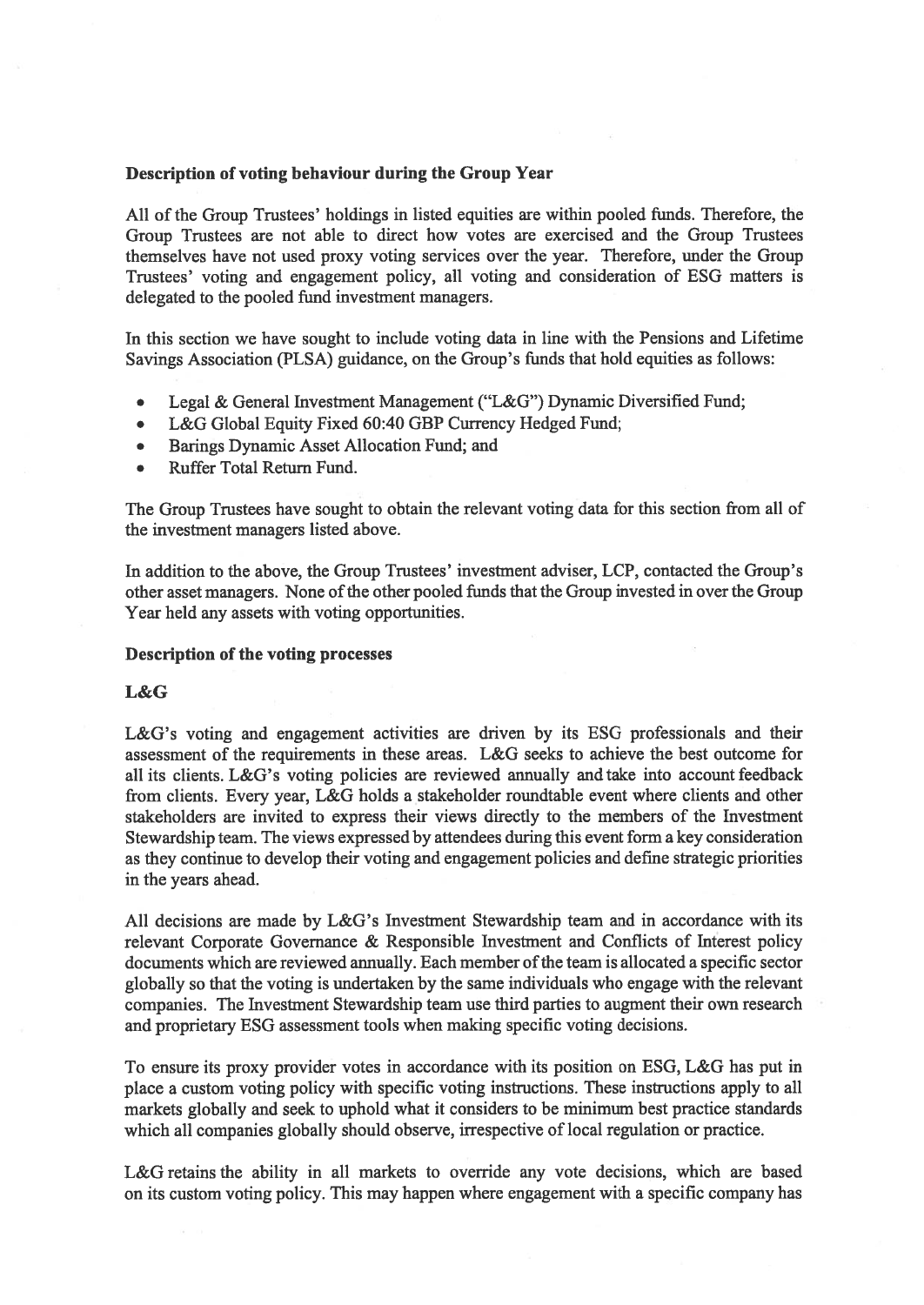**Description of voting behaviour during the Group Year**

All of the Group Trustees' holdings in listed equities are within pooled funds. Therefore, the Group Trustees are not able to direct how votes are exercised and the Group Trustees themselves have not used proxy voting services over the year. Therefore, under the Group Trustees' voting and engagement policy, all voting and consideration of ESG matters is delegated to the pooled fund investment managers.

In this section we have sought to include voting data in line with the Pensions and Lifetime Savings Association (PLSA) guidance, on the Group's funds that hold equities as follows:

- Legal & General Investment Management ("L&G") Dynamic Diversified Fund;
- L&G Global Equity Fixed 60:40 GBP Currency Hedged Fund;
- Barings Dynamic Asset Allocation Fund; and
- Ruffer Total Return Fund.

The Group Trustees have sought to obtain the relevant voting data for this section from all of the investment managers listed above.

In addition to the above, the Group Trustees' investment adviser, LCP, contacted the Group's other asset managers. None of the other pooled funds that the Group invested in over the Group Year held any assets with voting opportunities.

**Description of the voting processes**

**L&G**

L&G's voting and engagement activities are driven by its ESG professionals and their assessment of the requirements in these areas. L&G seeks to achieve the best outcome for all its clients. L&G's voting policies are reviewed annually and take into account feedback from clients. Every year, L&G holds a stakeholder roundtable event where clients and other stakeholders are invited to express their views directly to the members of the Investment Stewardship team. The views expressed by attendees during this event form a key consideration as they continue to develop their voting and engagement policies and define strategic priorities in the years ahead.

All decisions are made by L&G's Investment Stewardship team and in accordance with its relevant Corporate Governance & Responsible Investment and Conflicts of Interest policy documents which are reviewed annually. Each member of the team is allocated a specific sector globally so that the voting is undertaken by the same individuals who engage with the relevant companies. The Investment Stewardship team use third parties to augment their own research and proprietary ESG assessment tools when making specific voting decisions.

To ensure its proxy provider votes in accordance with its position on ESG, L&G has put in place a custom voting policy with specific voting instructions. These instructions apply to all markets globally and seek to uphold what it considers to be minimum best practice standards which all companies globally should observe, irrespective of local regulation or practice.

L&G retains the ability in all markets to override any vote decisions, which are based on its custom voting policy. This may happen where engagement with a specific company has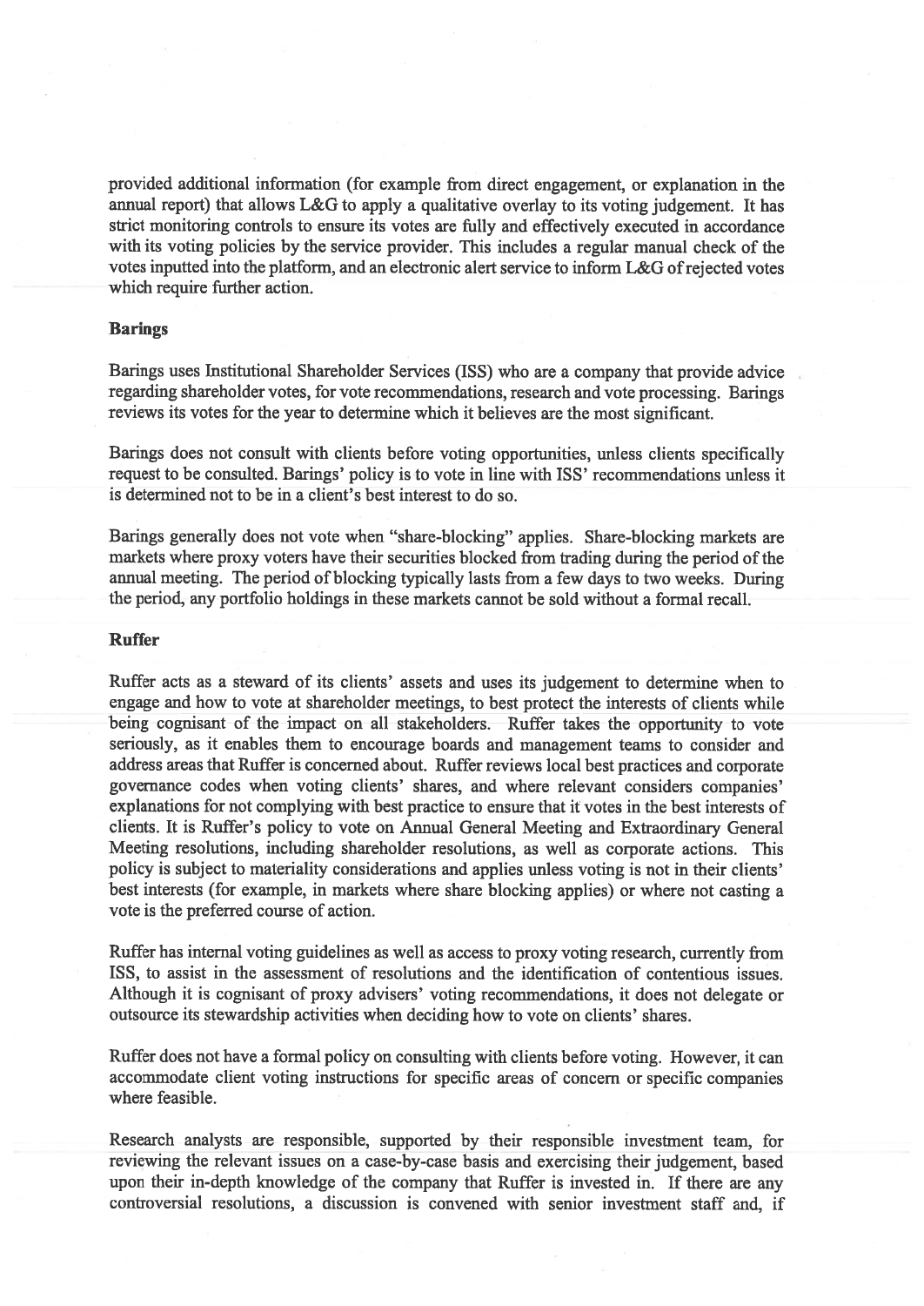provided additional information (for example from direct engagement, or explanation in the annual report) that allows L&G to apply a qualitative overlay to its voting judgement. It has strict monitoring controls to ensure its votes are fully and effectively executed in accordance with its voting policies by the service provider. This includes a regular manual check of the votes inputted into the platform, and an electronic alert service to inform L&G of rejected votes which require further action.

**Barings**

Barings uses Institutional Shareholder Services (ISS) who are a company that provide advice regarding shareholder votes, for vote recommendations, research and vote processing. Barings reviews its votes for the year to determine which it believes are the most significant.

Barings does not consult with clients before voting opportunities, unless clients specifically request to be consulted. Barings' policy is to vote in line with ISS' recommendations unless it is determined not to be in a client's best interest to do so.

Barings generally does not vote when "share-blocking" applies. Share-blocking markets are markets where proxy voters have their securities blocked from trading during the period of the annual meeting. The period of blocking typically lasts from a few days to two weeks. During the period, any portfolio holdings in these markets cannot be sold without a formal recall.

**Ruffer**

Ruffer acts as a steward of its clients' assets and uses its judgement to determine when to engage and how to vote at shareholder meetings, to best protect the interests of clients while being cognisant of the impact on all stakeholders. Ruffer takes the opportunity to vote seriously, as it enables them to encourage boards and management teams to consider and address areas that Ruffer is concerned about. Ruffer reviews local best practices and corporate governance codes when voting clients' shares, and where relevant considers companies' explanations for not complying with best practice to ensure that it votes in the best interests of clients. It is Ruffer's policy to vote on Annual General Meeting and Extraordinary General Meeting resolutions, including shareholder resolutions, as well as corporate actions. This policy is subject to materiality considerations and applies unless voting is not in their clients' best interests (for example, in markets where share blocking applies) or where not casting a vote is the preferred course of action.

Ruffer has internal voting guidelines as well as access to proxy voting research, currently from ISS, to assist in the assessment of resolutions and the identification of contentious issues. Although it is cognisant of proxy advisers' voting recommendations, it does not delegate or outsource its stewardship activities when deciding how to vote on clients' shares.

Ruffer does not have a formal policy on consulting with clients before voting. However, it can accommodate client voting instructions for specific areas of concern or specific companies where feasible.

Research analysts are responsible, supported by their responsible investment team, for reviewing the relevant issues on a case-by-case basis and exercising their judgement, based upon their in-depth knowledge of the company that Ruffer is invested in. If there are any controversial resolutions, a discussion is convened with senior investment staff and, if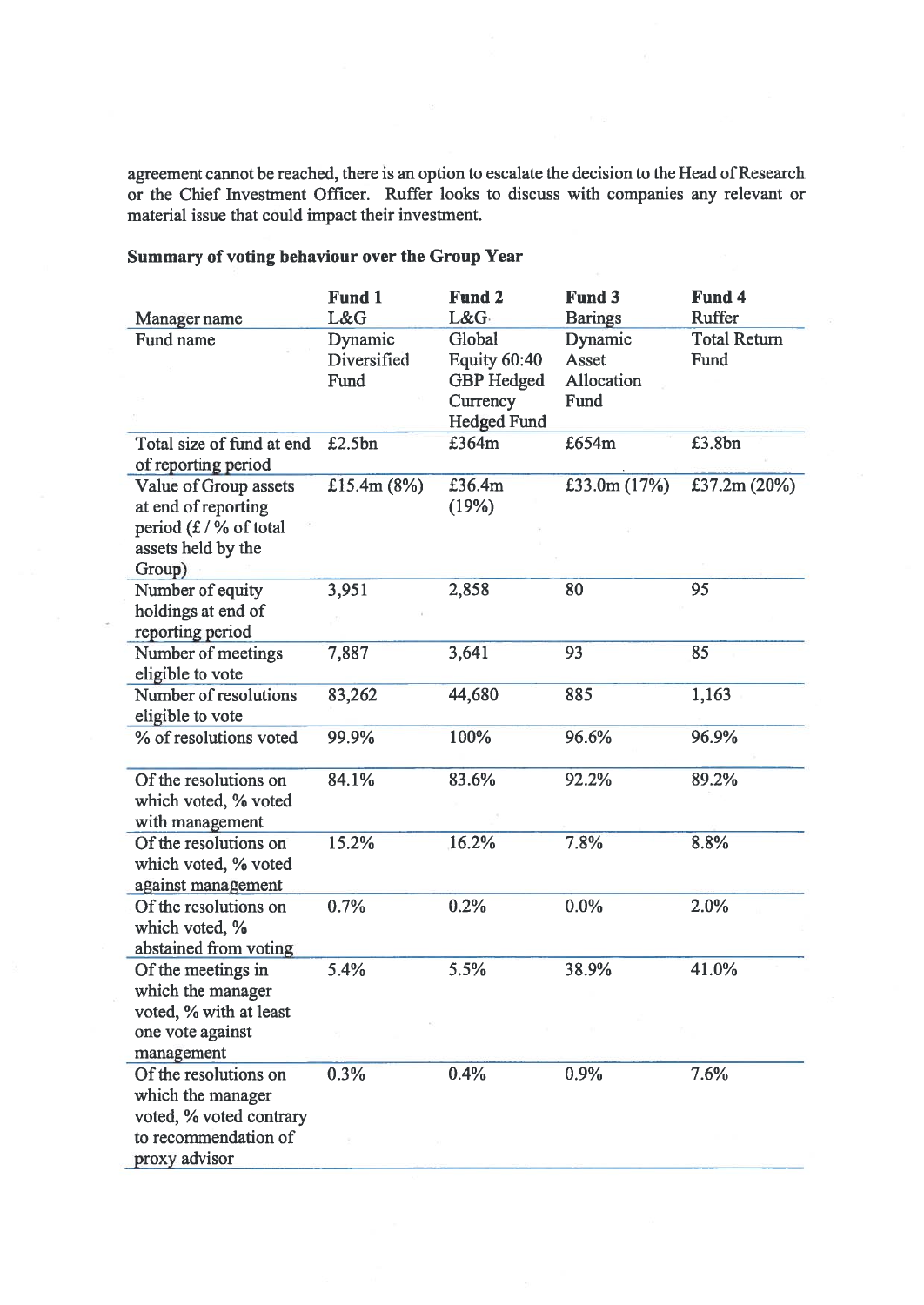agreement cannot be reached, there is an option to escalate the decision to the Head of Research or the Chief Investment Officer. Ruffer looks to discuss with companies any relevant or material issue that could impact their investment.

**Summary of voting behaviour over the Group Year**

| Manager name | **Fund 1** L&G | **Fund 2** L&G | **Fund 3** Barings | **Fund 4** Ruffer |
|---|---|---|---|---|
| Fund name | Dynamic Diversified Fund | Global Equity 60:40 GBP Hedged Currency Hedged Fund | Dynamic Asset Allocation Fund | Total Return Fund |
| Total size of fund at end of reporting period | £2.5bn | £364m | £654m | £3.8bn |
| Value of Group assets at end of reporting period (£ / % of total assets held by the Group) | £15.4m (8%) | £36.4m (19%) | £33.0m (17%) | £37.2m (20%) |
| Number of equity holdings at end of reporting period | 3,951 | 2,858 | 80 | 95 |
| Number of meetings eligible to vote | 7,887 | 3,641 | 93 | 85 |
| Number of resolutions eligible to vote | 83,262 | 44,680 | 885 | 1,163 |
| % of resolutions voted | 99.9% | 100% | 96.6% | 96.9% |
| Of the resolutions on which voted, % voted with management | 84.1% | 83.6% | 92.2% | 89.2% |
| Of the resolutions on which voted, % voted against management | 15.2% | 16.2% | 7.8% | 8.8% |
| Of the resolutions on which voted, % abstained from voting | 0.7% | 0.2% | 0.0% | 2.0% |
| Of the meetings in which the manager voted, % with at least one vote against management | 5.4% | 5.5% | 38.9% | 41.0% |
| Of the resolutions on which the manager voted, % voted contrary to recommendation of proxy advisor | 0.3% | 0.4% | 0.9% | 7.6% |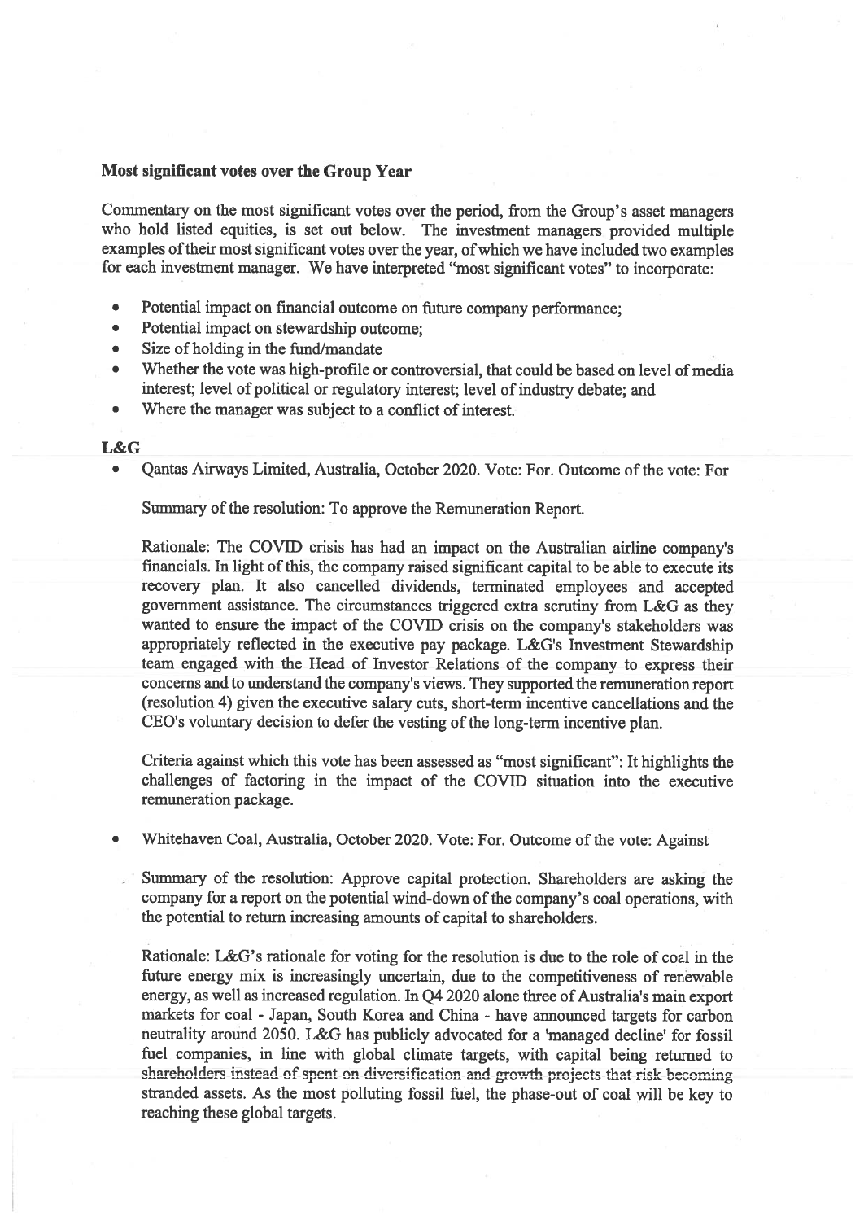**Most significant votes over the Group Year**

Commentary on the most significant votes over the period, from the Group's asset managers who hold listed equities, is set out below. The investment managers provided multiple examples of their most significant votes over the year, of which we have included two examples for each investment manager. We have interpreted "most significant votes" to incorporate:

- Potential impact on financial outcome on future company performance;
- Potential impact on stewardship outcome;
- Size of holding in the fund/mandate
- Whether the vote was high-profile or controversial, that could be based on level of media interest; level of political or regulatory interest; level of industry debate; and
- Where the manager was subject to a conflict of interest.

**L&G**

- Qantas Airways Limited, Australia, October 2020. Vote: For. Outcome of the vote: For

  Summary of the resolution: To approve the Remuneration Report.

  Rationale: The COVID crisis has had an impact on the Australian airline company's financials. In light of this, the company raised significant capital to be able to execute its recovery plan. It also cancelled dividends, terminated employees and accepted government assistance. The circumstances triggered extra scrutiny from L&G as they wanted to ensure the impact of the COVID crisis on the company's stakeholders was appropriately reflected in the executive pay package. L&G's Investment Stewardship team engaged with the Head of Investor Relations of the company to express their concerns and to understand the company's views. They supported the remuneration report (resolution 4) given the executive salary cuts, short-term incentive cancellations and the CEO's voluntary decision to defer the vesting of the long-term incentive plan.

  Criteria against which this vote has been assessed as "most significant": It highlights the challenges of factoring in the impact of the COVID situation into the executive remuneration package.

- Whitehaven Coal, Australia, October 2020. Vote: For. Outcome of the vote: Against

  Summary of the resolution: Approve capital protection. Shareholders are asking the company for a report on the potential wind-down of the company's coal operations, with the potential to return increasing amounts of capital to shareholders.

  Rationale: L&G's rationale for voting for the resolution is due to the role of coal in the future energy mix is increasingly uncertain, due to the competitiveness of renewable energy, as well as increased regulation. In Q4 2020 alone three of Australia's main export markets for coal - Japan, South Korea and China - have announced targets for carbon neutrality around 2050. L&G has publicly advocated for a 'managed decline' for fossil fuel companies, in line with global climate targets, with capital being returned to shareholders instead of spent on diversification and growth projects that risk becoming stranded assets. As the most polluting fossil fuel, the phase-out of coal will be key to reaching these global targets.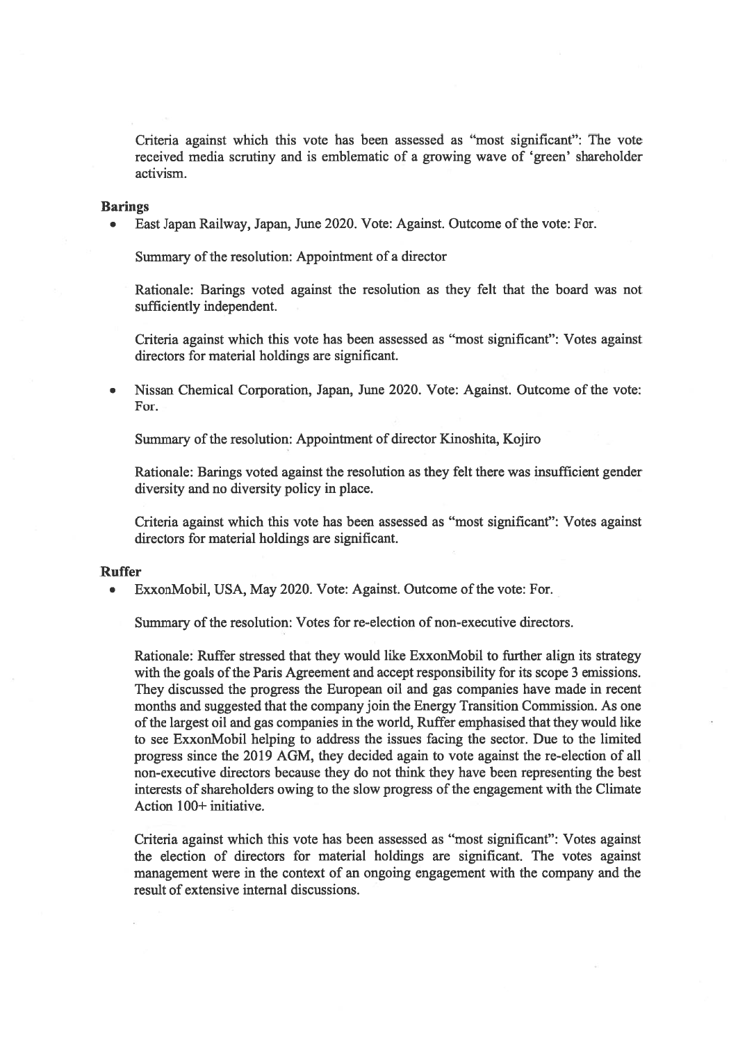Criteria against which this vote has been assessed as "most significant": The vote received media scrutiny and is emblematic of a growing wave of 'green' shareholder activism.

**Barings**

- East Japan Railway, Japan, June 2020. Vote: Against. Outcome of the vote: For.

  Summary of the resolution: Appointment of a director

  Rationale: Barings voted against the resolution as they felt that the board was not sufficiently independent.

  Criteria against which this vote has been assessed as "most significant": Votes against directors for material holdings are significant.

- Nissan Chemical Corporation, Japan, June 2020. Vote: Against. Outcome of the vote: For.

  Summary of the resolution: Appointment of director Kinoshita, Kojiro

  Rationale: Barings voted against the resolution as they felt there was insufficient gender diversity and no diversity policy in place.

  Criteria against which this vote has been assessed as "most significant": Votes against directors for material holdings are significant.

**Ruffer**

- ExxonMobil, USA, May 2020. Vote: Against. Outcome of the vote: For.

  Summary of the resolution: Votes for re-election of non-executive directors.

  Rationale: Ruffer stressed that they would like ExxonMobil to further align its strategy with the goals of the Paris Agreement and accept responsibility for its scope 3 emissions. They discussed the progress the European oil and gas companies have made in recent months and suggested that the company join the Energy Transition Commission. As one of the largest oil and gas companies in the world, Ruffer emphasised that they would like to see ExxonMobil helping to address the issues facing the sector. Due to the limited progress since the 2019 AGM, they decided again to vote against the re-election of all non-executive directors because they do not think they have been representing the best interests of shareholders owing to the slow progress of the engagement with the Climate Action 100+ initiative.

  Criteria against which this vote has been assessed as "most significant": Votes against the election of directors for material holdings are significant. The votes against management were in the context of an ongoing engagement with the company and the result of extensive internal discussions.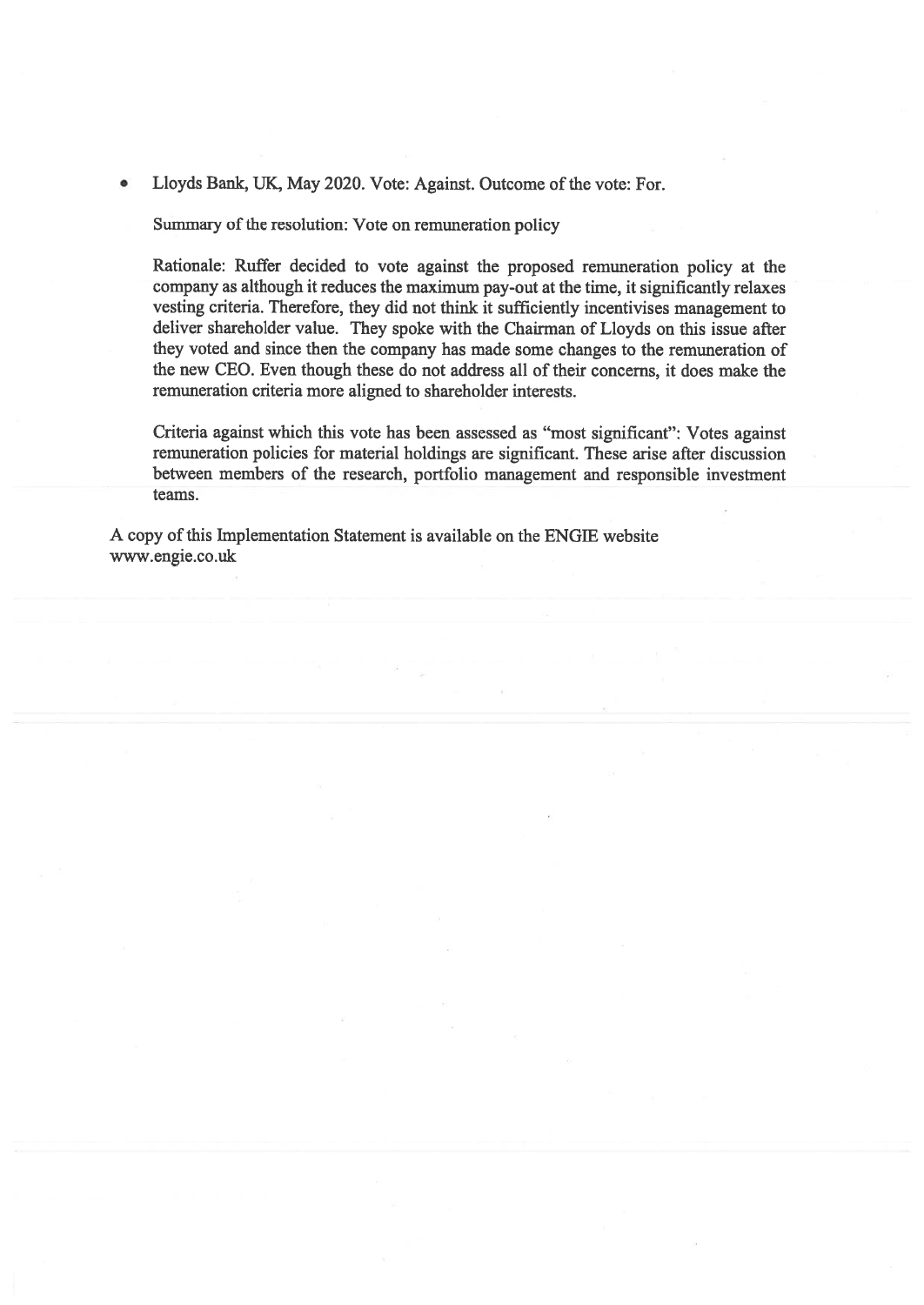- Lloyds Bank, UK, May 2020. Vote: Against. Outcome of the vote: For.

  Summary of the resolution: Vote on remuneration policy

  Rationale: Ruffer decided to vote against the proposed remuneration policy at the company as although it reduces the maximum pay-out at the time, it significantly relaxes vesting criteria. Therefore, they did not think it sufficiently incentivises management to deliver shareholder value. They spoke with the Chairman of Lloyds on this issue after they voted and since then the company has made some changes to the remuneration of the new CEO. Even though these do not address all of their concerns, it does make the remuneration criteria more aligned to shareholder interests.

  Criteria against which this vote has been assessed as "most significant": Votes against remuneration policies for material holdings are significant. These arise after discussion between members of the research, portfolio management and responsible investment teams.

A copy of this Implementation Statement is available on the ENGIE website www.engie.co.uk